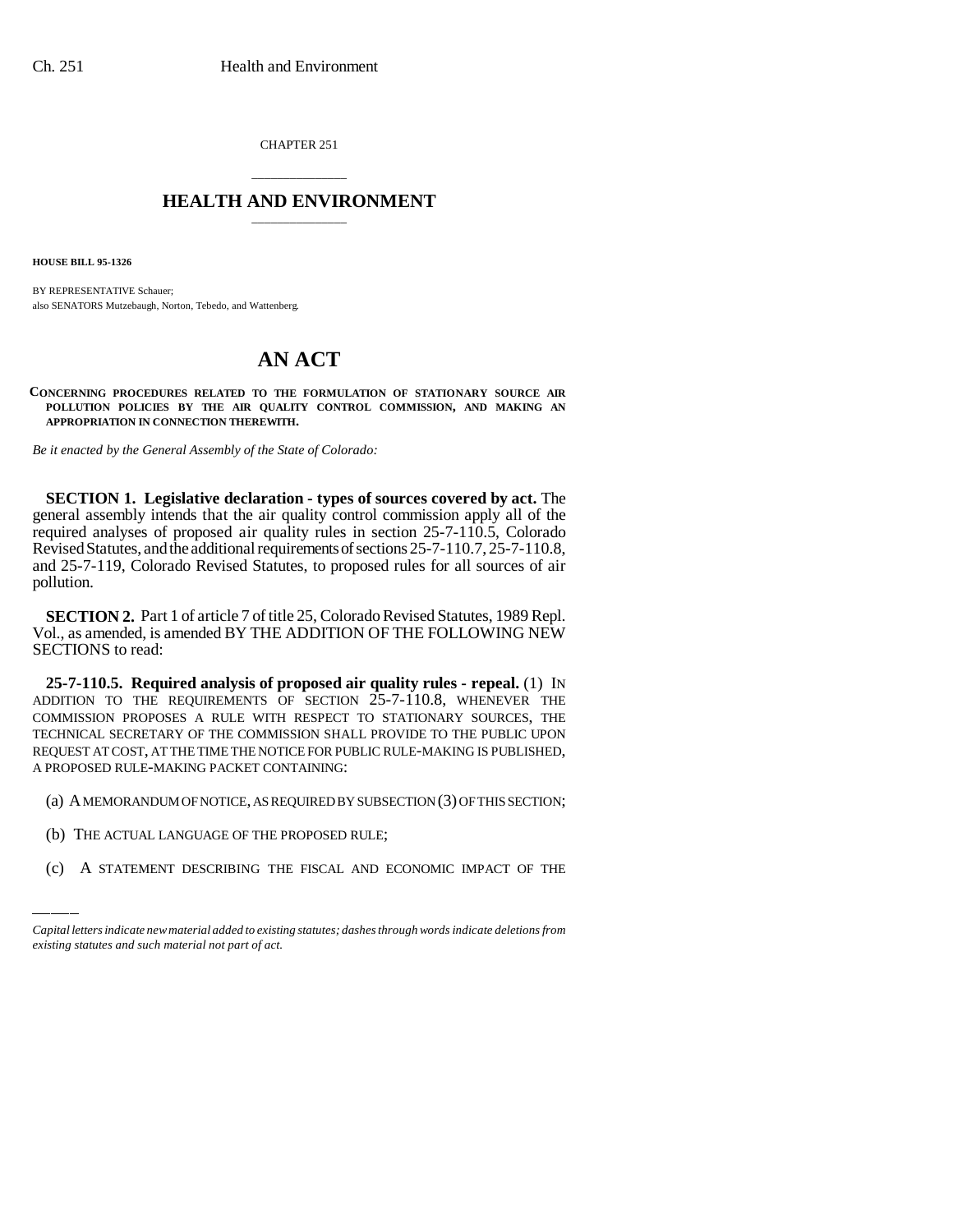CHAPTER 251

# HEALTH AND ENVIRONMENT

**HOUSE BILL 95-1326**

BY REPRESENTATIVE Schauer;
also SENATORS Mutzebaugh, Norton, Tebedo, and Wattenberg.

# AN ACT

**CONCERNING PROCEDURES RELATED TO THE FORMULATION OF STATIONARY SOURCE AIR POLLUTION POLICIES BY THE AIR QUALITY CONTROL COMMISSION, AND MAKING AN APPROPRIATION IN CONNECTION THEREWITH.**

*Be it enacted by the General Assembly of the State of Colorado:*

**SECTION 1. Legislative declaration - types of sources covered by act.** The general assembly intends that the air quality control commission apply all of the required analyses of proposed air quality rules in section 25-7-110.5, Colorado Revised Statutes, and the additional requirements of sections 25-7-110.7, 25-7-110.8, and 25-7-119, Colorado Revised Statutes, to proposed rules for all sources of air pollution.

**SECTION 2.** Part 1 of article 7 of title 25, Colorado Revised Statutes, 1989 Repl. Vol., as amended, is amended BY THE ADDITION OF THE FOLLOWING NEW SECTIONS to read:

**25-7-110.5. Required analysis of proposed air quality rules - repeal.** (1) IN ADDITION TO THE REQUIREMENTS OF SECTION 25-7-110.8, WHENEVER THE COMMISSION PROPOSES A RULE WITH RESPECT TO STATIONARY SOURCES, THE TECHNICAL SECRETARY OF THE COMMISSION SHALL PROVIDE TO THE PUBLIC UPON REQUEST AT COST, AT THE TIME THE NOTICE FOR PUBLIC RULE-MAKING IS PUBLISHED, A PROPOSED RULE-MAKING PACKET CONTAINING:

(a) A MEMORANDUM OF NOTICE, AS REQUIRED BY SUBSECTION (3) OF THIS SECTION;

(b) THE ACTUAL LANGUAGE OF THE PROPOSED RULE;

(c) A STATEMENT DESCRIBING THE FISCAL AND ECONOMIC IMPACT OF THE

*Capital letters indicate new material added to existing statutes; dashes through words indicate deletions from existing statutes and such material not part of act.*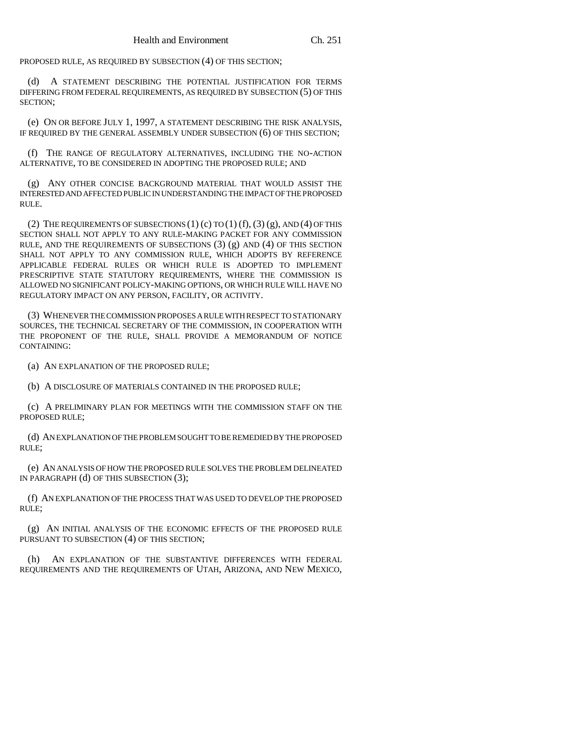PROPOSED RULE, AS REQUIRED BY SUBSECTION (4) OF THIS SECTION;

(d) A STATEMENT DESCRIBING THE POTENTIAL JUSTIFICATION FOR TERMS DIFFERING FROM FEDERAL REQUIREMENTS, AS REQUIRED BY SUBSECTION (5) OF THIS SECTION;

(e) ON OR BEFORE JULY 1, 1997, A STATEMENT DESCRIBING THE RISK ANALYSIS, IF REQUIRED BY THE GENERAL ASSEMBLY UNDER SUBSECTION (6) OF THIS SECTION;

(f) THE RANGE OF REGULATORY ALTERNATIVES, INCLUDING THE NO-ACTION ALTERNATIVE, TO BE CONSIDERED IN ADOPTING THE PROPOSED RULE; AND

(g) ANY OTHER CONCISE BACKGROUND MATERIAL THAT WOULD ASSIST THE INTERESTED AND AFFECTED PUBLIC IN UNDERSTANDING THE IMPACT OF THE PROPOSED RULE.

(2) THE REQUIREMENTS OF SUBSECTIONS (1) (c) TO (1) (f), (3) (g), AND (4) OF THIS SECTION SHALL NOT APPLY TO ANY RULE-MAKING PACKET FOR ANY COMMISSION RULE, AND THE REQUIREMENTS OF SUBSECTIONS (3) (g) AND (4) OF THIS SECTION SHALL NOT APPLY TO ANY COMMISSION RULE, WHICH ADOPTS BY REFERENCE APPLICABLE FEDERAL RULES OR WHICH RULE IS ADOPTED TO IMPLEMENT PRESCRIPTIVE STATE STATUTORY REQUIREMENTS, WHERE THE COMMISSION IS ALLOWED NO SIGNIFICANT POLICY-MAKING OPTIONS, OR WHICH RULE WILL HAVE NO REGULATORY IMPACT ON ANY PERSON, FACILITY, OR ACTIVITY.

(3) WHENEVER THE COMMISSION PROPOSES A RULE WITH RESPECT TO STATIONARY SOURCES, THE TECHNICAL SECRETARY OF THE COMMISSION, IN COOPERATION WITH THE PROPONENT OF THE RULE, SHALL PROVIDE A MEMORANDUM OF NOTICE CONTAINING:

(a) AN EXPLANATION OF THE PROPOSED RULE;

(b) A DISCLOSURE OF MATERIALS CONTAINED IN THE PROPOSED RULE;

(c) A PRELIMINARY PLAN FOR MEETINGS WITH THE COMMISSION STAFF ON THE PROPOSED RULE;

(d) AN EXPLANATION OF THE PROBLEM SOUGHT TO BE REMEDIED BY THE PROPOSED RULE;

(e) AN ANALYSIS OF HOW THE PROPOSED RULE SOLVES THE PROBLEM DELINEATED IN PARAGRAPH (d) OF THIS SUBSECTION (3);

(f) AN EXPLANATION OF THE PROCESS THAT WAS USED TO DEVELOP THE PROPOSED RULE;

(g) AN INITIAL ANALYSIS OF THE ECONOMIC EFFECTS OF THE PROPOSED RULE PURSUANT TO SUBSECTION (4) OF THIS SECTION;

(h) AN EXPLANATION OF THE SUBSTANTIVE DIFFERENCES WITH FEDERAL REQUIREMENTS AND THE REQUIREMENTS OF UTAH, ARIZONA, AND NEW MEXICO,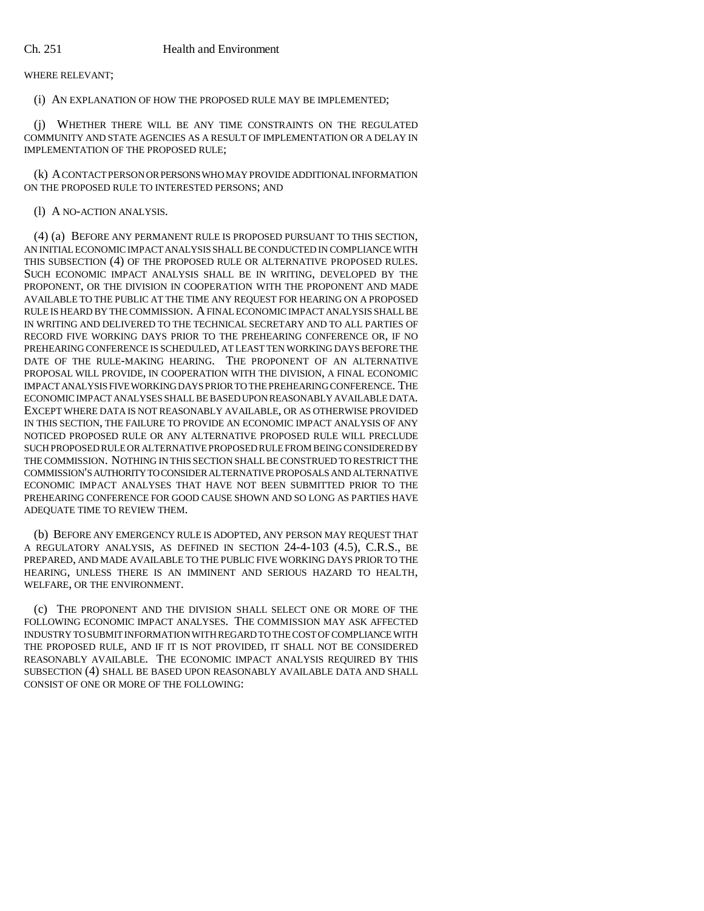WHERE RELEVANT;

(i) AN EXPLANATION OF HOW THE PROPOSED RULE MAY BE IMPLEMENTED;

(j) WHETHER THERE WILL BE ANY TIME CONSTRAINTS ON THE REGULATED COMMUNITY AND STATE AGENCIES AS A RESULT OF IMPLEMENTATION OR A DELAY IN IMPLEMENTATION OF THE PROPOSED RULE;

(k) A CONTACT PERSON OR PERSONS WHO MAY PROVIDE ADDITIONAL INFORMATION ON THE PROPOSED RULE TO INTERESTED PERSONS; AND

(l) A NO-ACTION ANALYSIS.

(4) (a) BEFORE ANY PERMANENT RULE IS PROPOSED PURSUANT TO THIS SECTION, AN INITIAL ECONOMIC IMPACT ANALYSIS SHALL BE CONDUCTED IN COMPLIANCE WITH THIS SUBSECTION (4) OF THE PROPOSED RULE OR ALTERNATIVE PROPOSED RULES. SUCH ECONOMIC IMPACT ANALYSIS SHALL BE IN WRITING, DEVELOPED BY THE PROPONENT, OR THE DIVISION IN COOPERATION WITH THE PROPONENT AND MADE AVAILABLE TO THE PUBLIC AT THE TIME ANY REQUEST FOR HEARING ON A PROPOSED RULE IS HEARD BY THE COMMISSION. A FINAL ECONOMIC IMPACT ANALYSIS SHALL BE IN WRITING AND DELIVERED TO THE TECHNICAL SECRETARY AND TO ALL PARTIES OF RECORD FIVE WORKING DAYS PRIOR TO THE PREHEARING CONFERENCE OR, IF NO PREHEARING CONFERENCE IS SCHEDULED, AT LEAST TEN WORKING DAYS BEFORE THE DATE OF THE RULE-MAKING HEARING. THE PROPONENT OF AN ALTERNATIVE PROPOSAL WILL PROVIDE, IN COOPERATION WITH THE DIVISION, A FINAL ECONOMIC IMPACT ANALYSIS FIVE WORKING DAYS PRIOR TO THE PREHEARING CONFERENCE. THE ECONOMIC IMPACT ANALYSES SHALL BE BASED UPON REASONABLY AVAILABLE DATA. EXCEPT WHERE DATA IS NOT REASONABLY AVAILABLE, OR AS OTHERWISE PROVIDED IN THIS SECTION, THE FAILURE TO PROVIDE AN ECONOMIC IMPACT ANALYSIS OF ANY NOTICED PROPOSED RULE OR ANY ALTERNATIVE PROPOSED RULE WILL PRECLUDE SUCH PROPOSED RULE OR ALTERNATIVE PROPOSED RULE FROM BEING CONSIDERED BY THE COMMISSION. NOTHING IN THIS SECTION SHALL BE CONSTRUED TO RESTRICT THE COMMISSION'S AUTHORITY TO CONSIDER ALTERNATIVE PROPOSALS AND ALTERNATIVE ECONOMIC IMPACT ANALYSES THAT HAVE NOT BEEN SUBMITTED PRIOR TO THE PREHEARING CONFERENCE FOR GOOD CAUSE SHOWN AND SO LONG AS PARTIES HAVE ADEQUATE TIME TO REVIEW THEM.

(b) BEFORE ANY EMERGENCY RULE IS ADOPTED, ANY PERSON MAY REQUEST THAT A REGULATORY ANALYSIS, AS DEFINED IN SECTION 24-4-103 (4.5), C.R.S., BE PREPARED, AND MADE AVAILABLE TO THE PUBLIC FIVE WORKING DAYS PRIOR TO THE HEARING, UNLESS THERE IS AN IMMINENT AND SERIOUS HAZARD TO HEALTH, WELFARE, OR THE ENVIRONMENT.

(c) THE PROPONENT AND THE DIVISION SHALL SELECT ONE OR MORE OF THE FOLLOWING ECONOMIC IMPACT ANALYSES. THE COMMISSION MAY ASK AFFECTED INDUSTRY TO SUBMIT INFORMATION WITH REGARD TO THE COST OF COMPLIANCE WITH THE PROPOSED RULE, AND IF IT IS NOT PROVIDED, IT SHALL NOT BE CONSIDERED REASONABLY AVAILABLE. THE ECONOMIC IMPACT ANALYSIS REQUIRED BY THIS SUBSECTION (4) SHALL BE BASED UPON REASONABLY AVAILABLE DATA AND SHALL CONSIST OF ONE OR MORE OF THE FOLLOWING: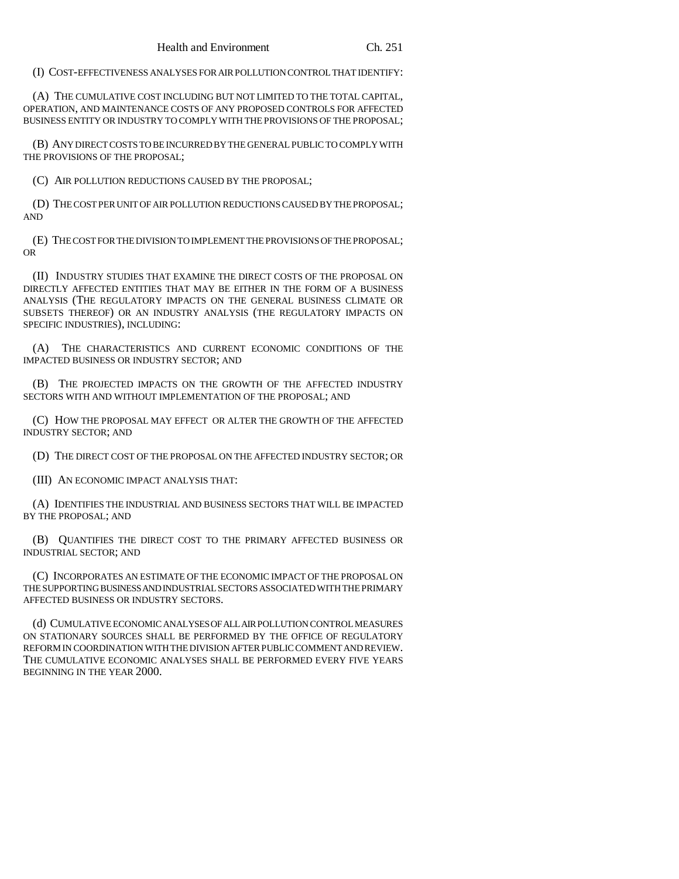(I) COST-EFFECTIVENESS ANALYSES FOR AIR POLLUTION CONTROL THAT IDENTIFY:

(A) THE CUMULATIVE COST INCLUDING BUT NOT LIMITED TO THE TOTAL CAPITAL, OPERATION, AND MAINTENANCE COSTS OF ANY PROPOSED CONTROLS FOR AFFECTED BUSINESS ENTITY OR INDUSTRY TO COMPLY WITH THE PROVISIONS OF THE PROPOSAL;

(B) ANY DIRECT COSTS TO BE INCURRED BY THE GENERAL PUBLIC TO COMPLY WITH THE PROVISIONS OF THE PROPOSAL;

(C) AIR POLLUTION REDUCTIONS CAUSED BY THE PROPOSAL;

(D) THE COST PER UNIT OF AIR POLLUTION REDUCTIONS CAUSED BY THE PROPOSAL; AND

(E) THE COST FOR THE DIVISION TO IMPLEMENT THE PROVISIONS OF THE PROPOSAL; OR

(II) INDUSTRY STUDIES THAT EXAMINE THE DIRECT COSTS OF THE PROPOSAL ON DIRECTLY AFFECTED ENTITIES THAT MAY BE EITHER IN THE FORM OF A BUSINESS ANALYSIS (THE REGULATORY IMPACTS ON THE GENERAL BUSINESS CLIMATE OR SUBSETS THEREOF) OR AN INDUSTRY ANALYSIS (THE REGULATORY IMPACTS ON SPECIFIC INDUSTRIES), INCLUDING:

(A) THE CHARACTERISTICS AND CURRENT ECONOMIC CONDITIONS OF THE IMPACTED BUSINESS OR INDUSTRY SECTOR; AND

(B) THE PROJECTED IMPACTS ON THE GROWTH OF THE AFFECTED INDUSTRY SECTORS WITH AND WITHOUT IMPLEMENTATION OF THE PROPOSAL; AND

(C) HOW THE PROPOSAL MAY EFFECT OR ALTER THE GROWTH OF THE AFFECTED INDUSTRY SECTOR; AND

(D) THE DIRECT COST OF THE PROPOSAL ON THE AFFECTED INDUSTRY SECTOR; OR

(III) AN ECONOMIC IMPACT ANALYSIS THAT:

(A) IDENTIFIES THE INDUSTRIAL AND BUSINESS SECTORS THAT WILL BE IMPACTED BY THE PROPOSAL; AND

(B) QUANTIFIES THE DIRECT COST TO THE PRIMARY AFFECTED BUSINESS OR INDUSTRIAL SECTOR; AND

(C) INCORPORATES AN ESTIMATE OF THE ECONOMIC IMPACT OF THE PROPOSAL ON THE SUPPORTING BUSINESS AND INDUSTRIAL SECTORS ASSOCIATED WITH THE PRIMARY AFFECTED BUSINESS OR INDUSTRY SECTORS.

(d) CUMULATIVE ECONOMIC ANALYSES OF ALL AIR POLLUTION CONTROL MEASURES ON STATIONARY SOURCES SHALL BE PERFORMED BY THE OFFICE OF REGULATORY REFORM IN COORDINATION WITH THE DIVISION AFTER PUBLIC COMMENT AND REVIEW. THE CUMULATIVE ECONOMIC ANALYSES SHALL BE PERFORMED EVERY FIVE YEARS BEGINNING IN THE YEAR 2000.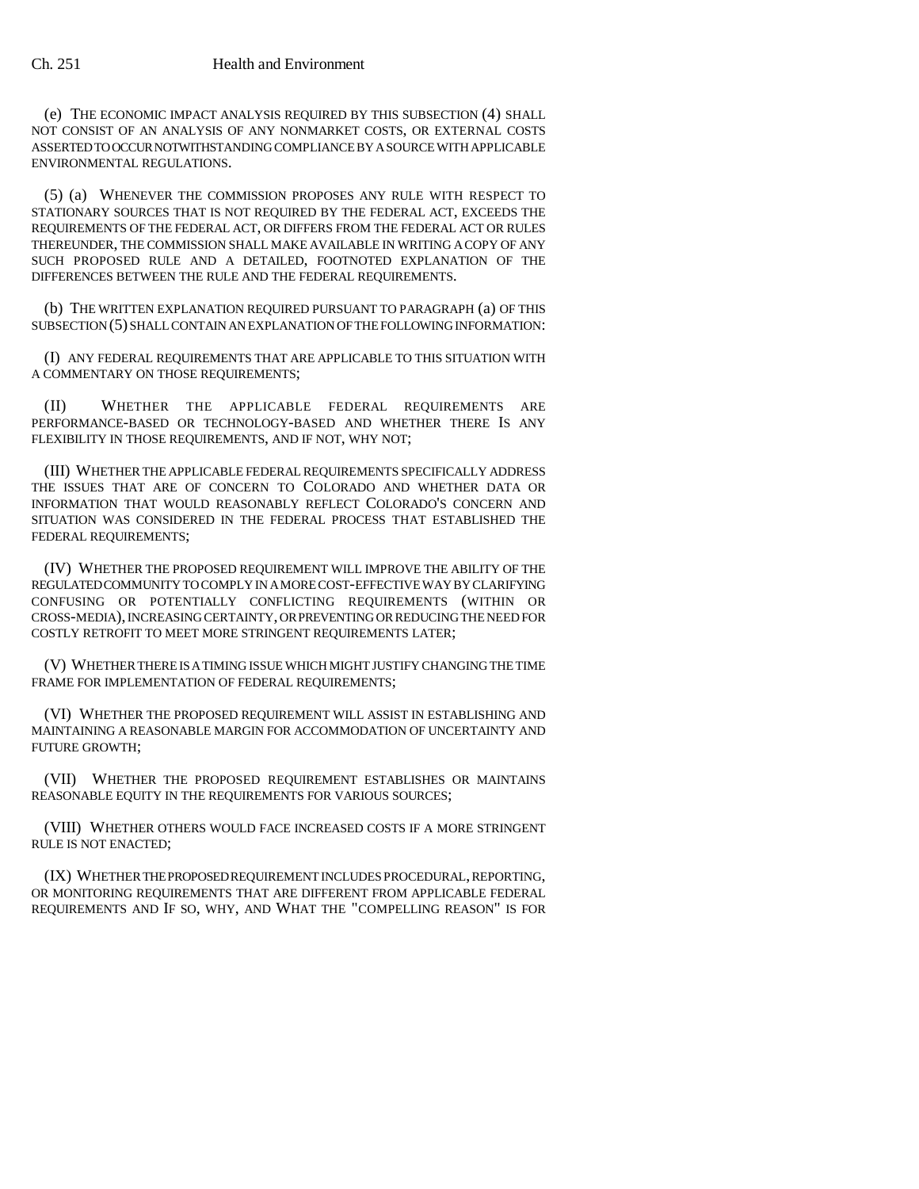(e) THE ECONOMIC IMPACT ANALYSIS REQUIRED BY THIS SUBSECTION (4) SHALL NOT CONSIST OF AN ANALYSIS OF ANY NONMARKET COSTS, OR EXTERNAL COSTS ASSERTED TO OCCUR NOTWITHSTANDING COMPLIANCE BY A SOURCE WITH APPLICABLE ENVIRONMENTAL REGULATIONS.

(5) (a) WHENEVER THE COMMISSION PROPOSES ANY RULE WITH RESPECT TO STATIONARY SOURCES THAT IS NOT REQUIRED BY THE FEDERAL ACT, EXCEEDS THE REQUIREMENTS OF THE FEDERAL ACT, OR DIFFERS FROM THE FEDERAL ACT OR RULES THEREUNDER, THE COMMISSION SHALL MAKE AVAILABLE IN WRITING A COPY OF ANY SUCH PROPOSED RULE AND A DETAILED, FOOTNOTED EXPLANATION OF THE DIFFERENCES BETWEEN THE RULE AND THE FEDERAL REQUIREMENTS.

(b) THE WRITTEN EXPLANATION REQUIRED PURSUANT TO PARAGRAPH (a) OF THIS SUBSECTION (5) SHALL CONTAIN AN EXPLANATION OF THE FOLLOWING INFORMATION:

(I) ANY FEDERAL REQUIREMENTS THAT ARE APPLICABLE TO THIS SITUATION WITH A COMMENTARY ON THOSE REQUIREMENTS;

(II) WHETHER THE APPLICABLE FEDERAL REQUIREMENTS ARE PERFORMANCE-BASED OR TECHNOLOGY-BASED AND WHETHER THERE IS ANY FLEXIBILITY IN THOSE REQUIREMENTS, AND IF NOT, WHY NOT;

(III) WHETHER THE APPLICABLE FEDERAL REQUIREMENTS SPECIFICALLY ADDRESS THE ISSUES THAT ARE OF CONCERN TO COLORADO AND WHETHER DATA OR INFORMATION THAT WOULD REASONABLY REFLECT COLORADO'S CONCERN AND SITUATION WAS CONSIDERED IN THE FEDERAL PROCESS THAT ESTABLISHED THE FEDERAL REQUIREMENTS;

(IV) WHETHER THE PROPOSED REQUIREMENT WILL IMPROVE THE ABILITY OF THE REGULATED COMMUNITY TO COMPLY IN A MORE COST-EFFECTIVE WAY BY CLARIFYING CONFUSING OR POTENTIALLY CONFLICTING REQUIREMENTS (WITHIN OR CROSS-MEDIA), INCREASING CERTAINTY, OR PREVENTING OR REDUCING THE NEED FOR COSTLY RETROFIT TO MEET MORE STRINGENT REQUIREMENTS LATER;

(V) WHETHER THERE IS A TIMING ISSUE WHICH MIGHT JUSTIFY CHANGING THE TIME FRAME FOR IMPLEMENTATION OF FEDERAL REQUIREMENTS;

(VI) WHETHER THE PROPOSED REQUIREMENT WILL ASSIST IN ESTABLISHING AND MAINTAINING A REASONABLE MARGIN FOR ACCOMMODATION OF UNCERTAINTY AND FUTURE GROWTH;

(VII) WHETHER THE PROPOSED REQUIREMENT ESTABLISHES OR MAINTAINS REASONABLE EQUITY IN THE REQUIREMENTS FOR VARIOUS SOURCES;

(VIII) WHETHER OTHERS WOULD FACE INCREASED COSTS IF A MORE STRINGENT RULE IS NOT ENACTED;

(IX) WHETHER THE PROPOSED REQUIREMENT INCLUDES PROCEDURAL, REPORTING, OR MONITORING REQUIREMENTS THAT ARE DIFFERENT FROM APPLICABLE FEDERAL REQUIREMENTS AND IF SO, WHY, AND WHAT THE "COMPELLING REASON" IS FOR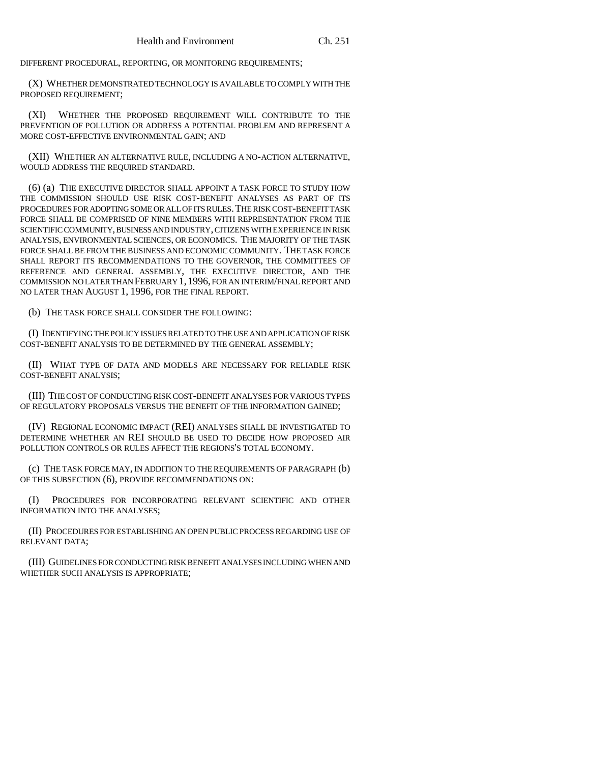DIFFERENT PROCEDURAL, REPORTING, OR MONITORING REQUIREMENTS;

(X) WHETHER DEMONSTRATED TECHNOLOGY IS AVAILABLE TO COMPLY WITH THE PROPOSED REQUIREMENT;

(XI) WHETHER THE PROPOSED REQUIREMENT WILL CONTRIBUTE TO THE PREVENTION OF POLLUTION OR ADDRESS A POTENTIAL PROBLEM AND REPRESENT A MORE COST-EFFECTIVE ENVIRONMENTAL GAIN; AND

(XII) WHETHER AN ALTERNATIVE RULE, INCLUDING A NO-ACTION ALTERNATIVE, WOULD ADDRESS THE REQUIRED STANDARD.

(6) (a) THE EXECUTIVE DIRECTOR SHALL APPOINT A TASK FORCE TO STUDY HOW THE COMMISSION SHOULD USE RISK COST-BENEFIT ANALYSES AS PART OF ITS PROCEDURES FOR ADOPTING SOME OR ALL OF ITS RULES. THE RISK COST-BENEFIT TASK FORCE SHALL BE COMPRISED OF NINE MEMBERS WITH REPRESENTATION FROM THE SCIENTIFIC COMMUNITY, BUSINESS AND INDUSTRY, CITIZENS WITH EXPERIENCE IN RISK ANALYSIS, ENVIRONMENTAL SCIENCES, OR ECONOMICS. THE MAJORITY OF THE TASK FORCE SHALL BE FROM THE BUSINESS AND ECONOMIC COMMUNITY. THE TASK FORCE SHALL REPORT ITS RECOMMENDATIONS TO THE GOVERNOR, THE COMMITTEES OF REFERENCE AND GENERAL ASSEMBLY, THE EXECUTIVE DIRECTOR, AND THE COMMISSION NO LATER THAN FEBRUARY 1, 1996, FOR AN INTERIM/FINAL REPORT AND NO LATER THAN AUGUST 1, 1996, FOR THE FINAL REPORT.

(b) THE TASK FORCE SHALL CONSIDER THE FOLLOWING:

(I) IDENTIFYING THE POLICY ISSUES RELATED TO THE USE AND APPLICATION OF RISK COST-BENEFIT ANALYSIS TO BE DETERMINED BY THE GENERAL ASSEMBLY;

(II) WHAT TYPE OF DATA AND MODELS ARE NECESSARY FOR RELIABLE RISK COST-BENEFIT ANALYSIS;

(III) THE COST OF CONDUCTING RISK COST-BENEFIT ANALYSES FOR VARIOUS TYPES OF REGULATORY PROPOSALS VERSUS THE BENEFIT OF THE INFORMATION GAINED;

(IV) REGIONAL ECONOMIC IMPACT (REI) ANALYSES SHALL BE INVESTIGATED TO DETERMINE WHETHER AN REI SHOULD BE USED TO DECIDE HOW PROPOSED AIR POLLUTION CONTROLS OR RULES AFFECT THE REGIONS'S TOTAL ECONOMY.

(c) THE TASK FORCE MAY, IN ADDITION TO THE REQUIREMENTS OF PARAGRAPH (b) OF THIS SUBSECTION (6), PROVIDE RECOMMENDATIONS ON:

(I) PROCEDURES FOR INCORPORATING RELEVANT SCIENTIFIC AND OTHER INFORMATION INTO THE ANALYSES;

(II) PROCEDURES FOR ESTABLISHING AN OPEN PUBLIC PROCESS REGARDING USE OF RELEVANT DATA;

(III) GUIDELINES FOR CONDUCTING RISK BENEFIT ANALYSES INCLUDING WHEN AND WHETHER SUCH ANALYSIS IS APPROPRIATE;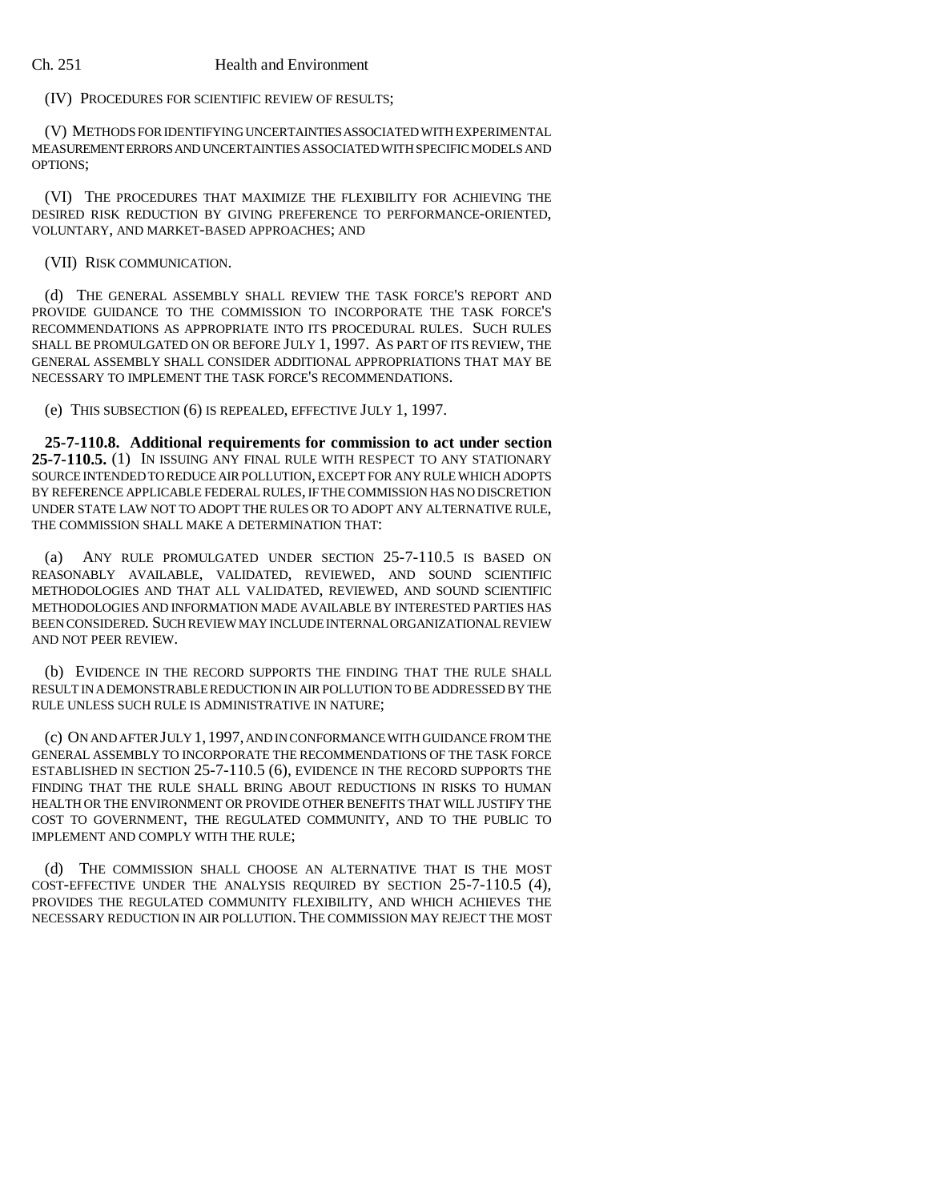(IV) PROCEDURES FOR SCIENTIFIC REVIEW OF RESULTS;

(V) METHODS FOR IDENTIFYING UNCERTAINTIES ASSOCIATED WITH EXPERIMENTAL MEASUREMENT ERRORS AND UNCERTAINTIES ASSOCIATED WITH SPECIFIC MODELS AND OPTIONS;

(VI) THE PROCEDURES THAT MAXIMIZE THE FLEXIBILITY FOR ACHIEVING THE DESIRED RISK REDUCTION BY GIVING PREFERENCE TO PERFORMANCE-ORIENTED, VOLUNTARY, AND MARKET-BASED APPROACHES; AND

(VII) RISK COMMUNICATION.

(d) THE GENERAL ASSEMBLY SHALL REVIEW THE TASK FORCE'S REPORT AND PROVIDE GUIDANCE TO THE COMMISSION TO INCORPORATE THE TASK FORCE'S RECOMMENDATIONS AS APPROPRIATE INTO ITS PROCEDURAL RULES. SUCH RULES SHALL BE PROMULGATED ON OR BEFORE JULY 1, 1997. AS PART OF ITS REVIEW, THE GENERAL ASSEMBLY SHALL CONSIDER ADDITIONAL APPROPRIATIONS THAT MAY BE NECESSARY TO IMPLEMENT THE TASK FORCE'S RECOMMENDATIONS.

(e) THIS SUBSECTION (6) IS REPEALED, EFFECTIVE JULY 1, 1997.

**25-7-110.8. Additional requirements for commission to act under section 25-7-110.5.** (1) IN ISSUING ANY FINAL RULE WITH RESPECT TO ANY STATIONARY SOURCE INTENDED TO REDUCE AIR POLLUTION, EXCEPT FOR ANY RULE WHICH ADOPTS BY REFERENCE APPLICABLE FEDERAL RULES, IF THE COMMISSION HAS NO DISCRETION UNDER STATE LAW NOT TO ADOPT THE RULES OR TO ADOPT ANY ALTERNATIVE RULE, THE COMMISSION SHALL MAKE A DETERMINATION THAT:

(a) ANY RULE PROMULGATED UNDER SECTION 25-7-110.5 IS BASED ON REASONABLY AVAILABLE, VALIDATED, REVIEWED, AND SOUND SCIENTIFIC METHODOLOGIES AND THAT ALL VALIDATED, REVIEWED, AND SOUND SCIENTIFIC METHODOLOGIES AND INFORMATION MADE AVAILABLE BY INTERESTED PARTIES HAS BEEN CONSIDERED. SUCH REVIEW MAY INCLUDE INTERNAL ORGANIZATIONAL REVIEW AND NOT PEER REVIEW.

(b) EVIDENCE IN THE RECORD SUPPORTS THE FINDING THAT THE RULE SHALL RESULT IN A DEMONSTRABLE REDUCTION IN AIR POLLUTION TO BE ADDRESSED BY THE RULE UNLESS SUCH RULE IS ADMINISTRATIVE IN NATURE;

(c) ON AND AFTER JULY 1, 1997, AND IN CONFORMANCE WITH GUIDANCE FROM THE GENERAL ASSEMBLY TO INCORPORATE THE RECOMMENDATIONS OF THE TASK FORCE ESTABLISHED IN SECTION 25-7-110.5 (6), EVIDENCE IN THE RECORD SUPPORTS THE FINDING THAT THE RULE SHALL BRING ABOUT REDUCTIONS IN RISKS TO HUMAN HEALTH OR THE ENVIRONMENT OR PROVIDE OTHER BENEFITS THAT WILL JUSTIFY THE COST TO GOVERNMENT, THE REGULATED COMMUNITY, AND TO THE PUBLIC TO IMPLEMENT AND COMPLY WITH THE RULE;

(d) THE COMMISSION SHALL CHOOSE AN ALTERNATIVE THAT IS THE MOST COST-EFFECTIVE UNDER THE ANALYSIS REQUIRED BY SECTION 25-7-110.5 (4), PROVIDES THE REGULATED COMMUNITY FLEXIBILITY, AND WHICH ACHIEVES THE NECESSARY REDUCTION IN AIR POLLUTION. THE COMMISSION MAY REJECT THE MOST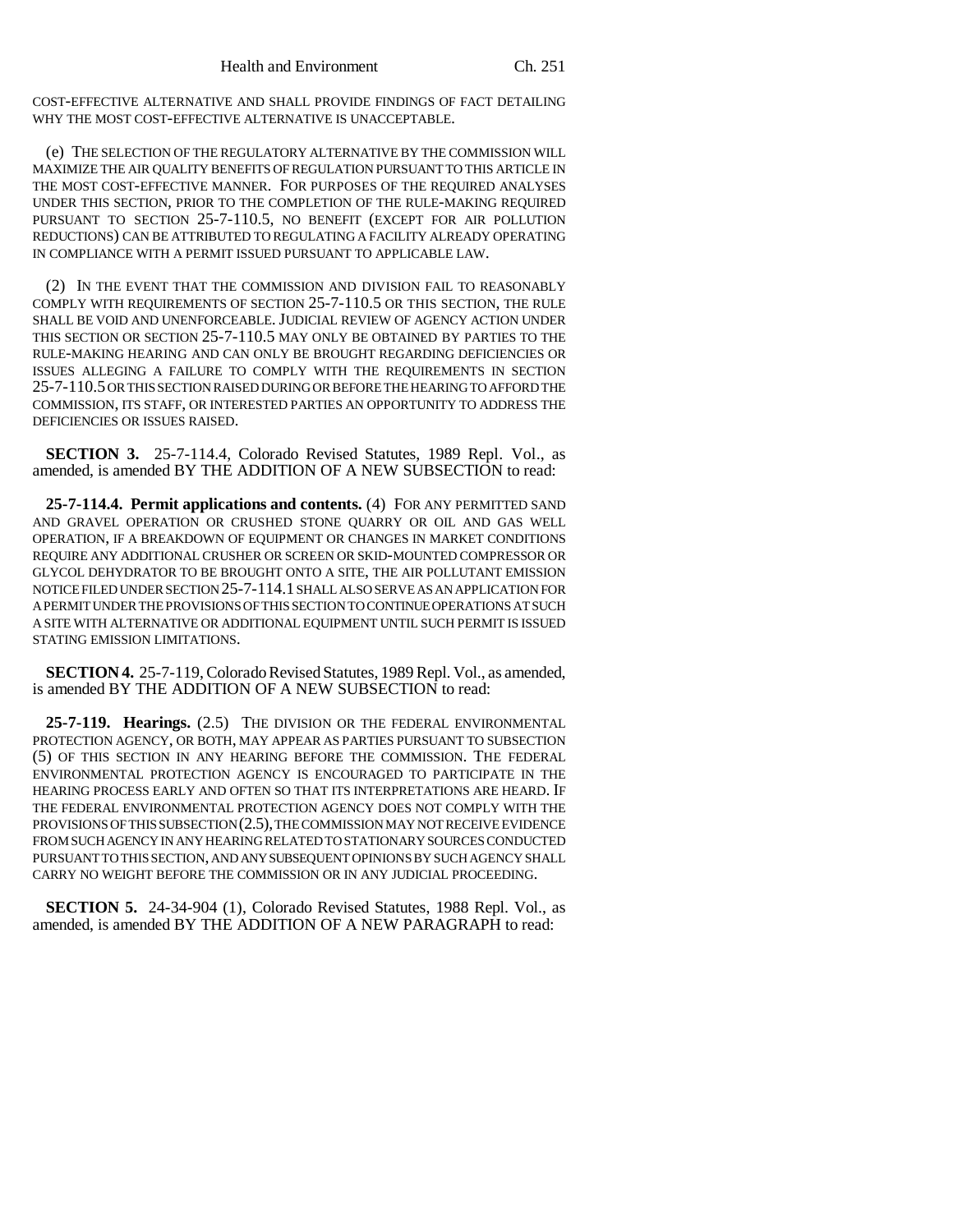COST-EFFECTIVE ALTERNATIVE AND SHALL PROVIDE FINDINGS OF FACT DETAILING WHY THE MOST COST-EFFECTIVE ALTERNATIVE IS UNACCEPTABLE.

(e) THE SELECTION OF THE REGULATORY ALTERNATIVE BY THE COMMISSION WILL MAXIMIZE THE AIR QUALITY BENEFITS OF REGULATION PURSUANT TO THIS ARTICLE IN THE MOST COST-EFFECTIVE MANNER. FOR PURPOSES OF THE REQUIRED ANALYSES UNDER THIS SECTION, PRIOR TO THE COMPLETION OF THE RULE-MAKING REQUIRED PURSUANT TO SECTION 25-7-110.5, NO BENEFIT (EXCEPT FOR AIR POLLUTION REDUCTIONS) CAN BE ATTRIBUTED TO REGULATING A FACILITY ALREADY OPERATING IN COMPLIANCE WITH A PERMIT ISSUED PURSUANT TO APPLICABLE LAW.

(2) IN THE EVENT THAT THE COMMISSION AND DIVISION FAIL TO REASONABLY COMPLY WITH REQUIREMENTS OF SECTION 25-7-110.5 OR THIS SECTION, THE RULE SHALL BE VOID AND UNENFORCEABLE. JUDICIAL REVIEW OF AGENCY ACTION UNDER THIS SECTION OR SECTION 25-7-110.5 MAY ONLY BE OBTAINED BY PARTIES TO THE RULE-MAKING HEARING AND CAN ONLY BE BROUGHT REGARDING DEFICIENCIES OR ISSUES ALLEGING A FAILURE TO COMPLY WITH THE REQUIREMENTS IN SECTION 25-7-110.5 OR THIS SECTION RAISED DURING OR BEFORE THE HEARING TO AFFORD THE COMMISSION, ITS STAFF, OR INTERESTED PARTIES AN OPPORTUNITY TO ADDRESS THE DEFICIENCIES OR ISSUES RAISED.

**SECTION 3.** 25-7-114.4, Colorado Revised Statutes, 1989 Repl. Vol., as amended, is amended BY THE ADDITION OF A NEW SUBSECTION to read:

**25-7-114.4. Permit applications and contents.** (4) FOR ANY PERMITTED SAND AND GRAVEL OPERATION OR CRUSHED STONE QUARRY OR OIL AND GAS WELL OPERATION, IF A BREAKDOWN OF EQUIPMENT OR CHANGES IN MARKET CONDITIONS REQUIRE ANY ADDITIONAL CRUSHER OR SCREEN OR SKID-MOUNTED COMPRESSOR OR GLYCOL DEHYDRATOR TO BE BROUGHT ONTO A SITE, THE AIR POLLUTANT EMISSION NOTICE FILED UNDER SECTION 25-7-114.1 SHALL ALSO SERVE AS AN APPLICATION FOR A PERMIT UNDER THE PROVISIONS OF THIS SECTION TO CONTINUE OPERATIONS AT SUCH A SITE WITH ALTERNATIVE OR ADDITIONAL EQUIPMENT UNTIL SUCH PERMIT IS ISSUED STATING EMISSION LIMITATIONS.

**SECTION 4.** 25-7-119, Colorado Revised Statutes, 1989 Repl. Vol., as amended, is amended BY THE ADDITION OF A NEW SUBSECTION to read:

**25-7-119. Hearings.** (2.5) THE DIVISION OR THE FEDERAL ENVIRONMENTAL PROTECTION AGENCY, OR BOTH, MAY APPEAR AS PARTIES PURSUANT TO SUBSECTION (5) OF THIS SECTION IN ANY HEARING BEFORE THE COMMISSION. THE FEDERAL ENVIRONMENTAL PROTECTION AGENCY IS ENCOURAGED TO PARTICIPATE IN THE HEARING PROCESS EARLY AND OFTEN SO THAT ITS INTERPRETATIONS ARE HEARD. IF THE FEDERAL ENVIRONMENTAL PROTECTION AGENCY DOES NOT COMPLY WITH THE PROVISIONS OF THIS SUBSECTION (2.5), THE COMMISSION MAY NOT RECEIVE EVIDENCE FROM SUCH AGENCY IN ANY HEARING RELATED TO STATIONARY SOURCES CONDUCTED PURSUANT TO THIS SECTION, AND ANY SUBSEQUENT OPINIONS BY SUCH AGENCY SHALL CARRY NO WEIGHT BEFORE THE COMMISSION OR IN ANY JUDICIAL PROCEEDING.

**SECTION 5.** 24-34-904 (1), Colorado Revised Statutes, 1988 Repl. Vol., as amended, is amended BY THE ADDITION OF A NEW PARAGRAPH to read: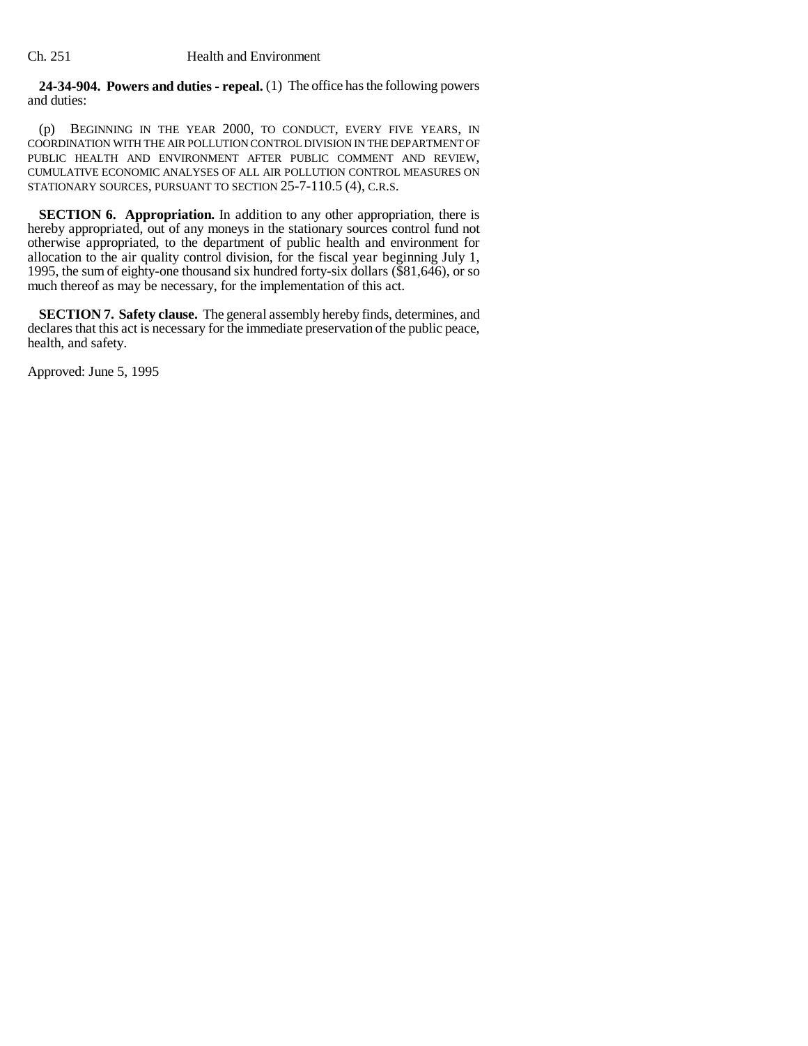**24-34-904. Powers and duties - repeal.** (1) The office has the following powers and duties:

(p) BEGINNING IN THE YEAR 2000, TO CONDUCT, EVERY FIVE YEARS, IN COORDINATION WITH THE AIR POLLUTION CONTROL DIVISION IN THE DEPARTMENT OF PUBLIC HEALTH AND ENVIRONMENT AFTER PUBLIC COMMENT AND REVIEW, CUMULATIVE ECONOMIC ANALYSES OF ALL AIR POLLUTION CONTROL MEASURES ON STATIONARY SOURCES, PURSUANT TO SECTION 25-7-110.5 (4), C.R.S.

**SECTION 6. Appropriation.** In addition to any other appropriation, there is hereby appropriated, out of any moneys in the stationary sources control fund not otherwise appropriated, to the department of public health and environment for allocation to the air quality control division, for the fiscal year beginning July 1, 1995, the sum of eighty-one thousand six hundred forty-six dollars ($81,646), or so much thereof as may be necessary, for the implementation of this act.

**SECTION 7. Safety clause.** The general assembly hereby finds, determines, and declares that this act is necessary for the immediate preservation of the public peace, health, and safety.

Approved: June 5, 1995